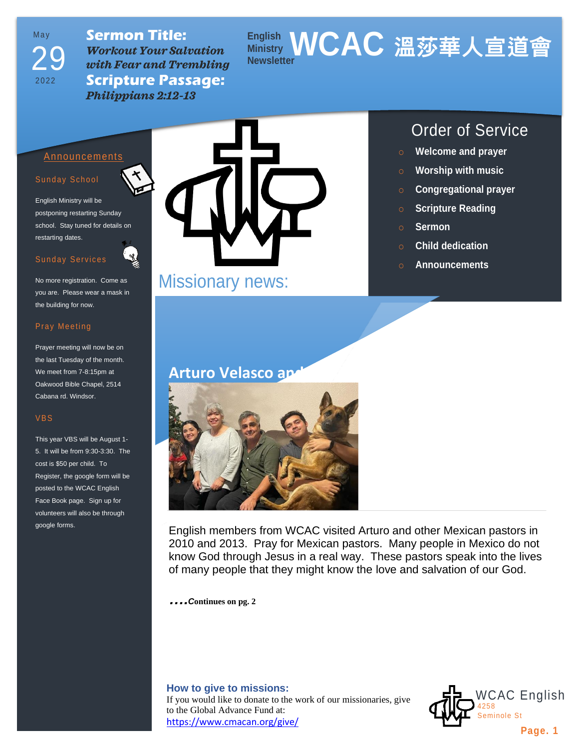# WCAC 溫莎華人宣道會

English Ministry Newsletter

May 29 2022

**Sermon Title:** *Workout Your Salvation with Fear and Trembling*

**Scripture Passage:** *Philippians 2:12-13*

## Announcements

### Sunday School

English Ministry will be postponing restarting Sunday school. Stay tuned for details on restarting dates.

### Sunday Services

No more registration. Come as you are. Please wear a mask in the building for now.

### Pray Meeting

Prayer meeting will now be on the last Tuesday of the month. We meet from 7-8:15pm at Oakwood Bible Chapel, 2514 Cabana rd. Windsor.

### VBS

This year VBS will be August 1-5. It will be from 9:30-3:30. The cost is $50 per child. To Register, the google form will be posted to the WCAC English Face Book page. Sign up for volunteers will also be through google forms.

## Order of Service

- Welcome and prayer
- Worship with music
- Congregational prayer
- Scripture Reading
- Sermon
- Child dedication
- Announcements

## Missionary news:

### Arturo Velasco an

English members from WCAC visited Arturo and other Mexican pastors in 2010 and 2013. Pray for Mexican pastors. Many people in Mexico do not know God through Jesus in a real way. These pastors speak into the lives of many people that they might know the love and salvation of our God.

***….Continues on pg. 2***

**How to give to missions:**
If you would like to donate to the work of our missionaries, give to the Global Advance Fund at:
https://www.cmacan.org/give/

WCAC English
4258 Seminole St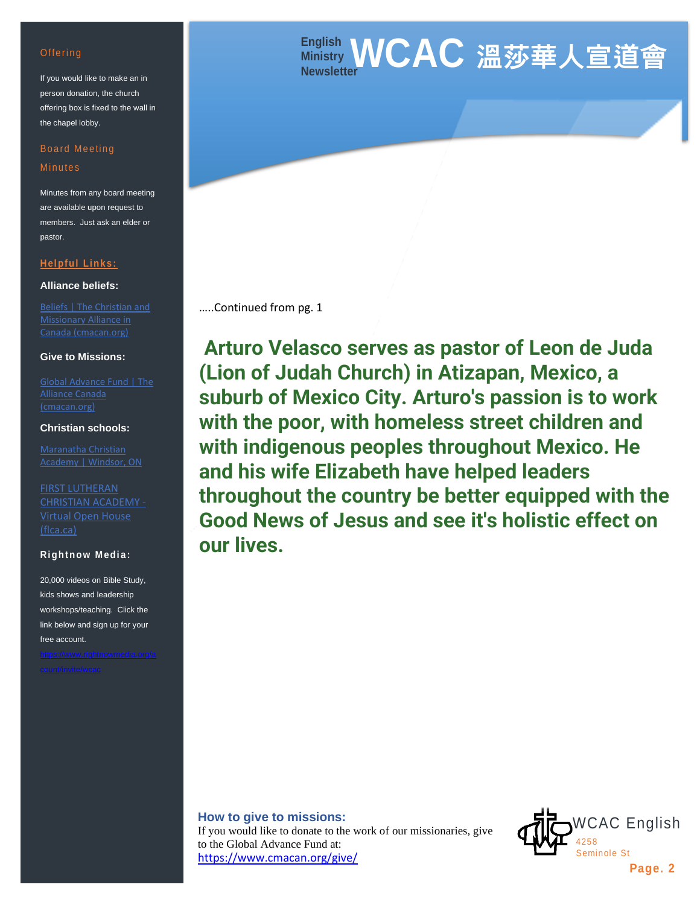English Ministry Newsletter **WCAC 溫莎華人宣道會**

## Offering

If you would like to make an in person donation, the church offering box is fixed to the wall in the chapel lobby.

## Board Meeting Minutes

Minutes from any board meeting are available upon request to members. Just ask an elder or pastor.

## Helpful Links:

**Alliance beliefs:**

Beliefs | The Christian and Missionary Alliance in Canada (cmacan.org)

**Give to Missions:**

Global Advance Fund | The Alliance Canada (cmacan.org)

**Christian schools:**

Maranatha Christian Academy | Windsor, ON

FIRST LUTHERAN CHRISTIAN ACADEMY - Virtual Open House (flca.ca)

**Rightnow Media:**

20,000 videos on Bible Study, kids shows and leadership workshops/teaching. Click the link below and sign up for your free account.

https://www.rightnowmedia.org/account/invite/wcac

…..Continued from pg. 1

**Arturo Velasco serves as pastor of Leon de Juda (Lion of Judah Church) in Atizapan, Mexico, a suburb of Mexico City. Arturo's passion is to work with the poor, with homeless street children and with indigenous peoples throughout Mexico. He and his wife Elizabeth have helped leaders throughout the country be better equipped with the Good News of Jesus and see it's holistic effect on our lives.**

### How to give to missions:

If you would like to donate to the work of our missionaries, give to the Global Advance Fund at: https://www.cmacan.org/give/

WCAC English
4258 Seminole St